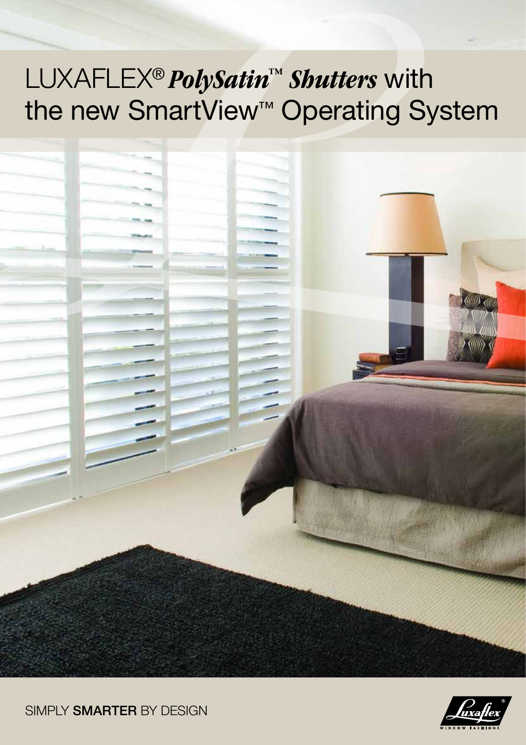# LUXAFLEX® ***PolySatin™ Shutters*** with the new SmartView™ Operating System

SIMPLY **SMARTER** BY DESIGN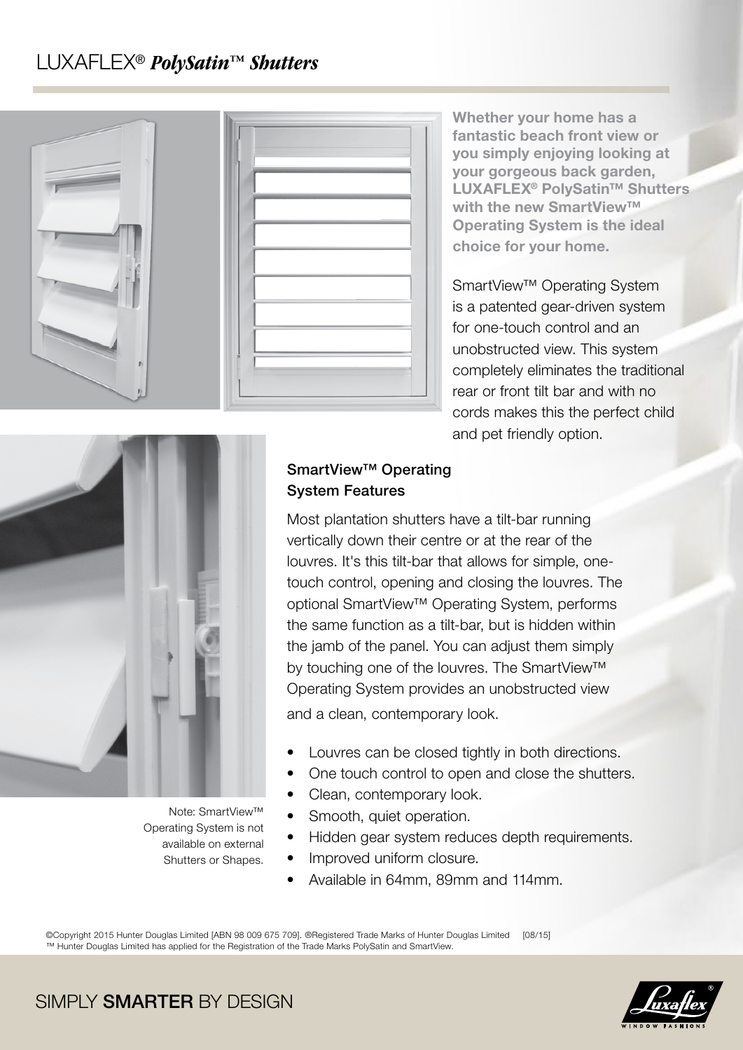# LUXAFLEX® *PolySatin™ Shutters*

**Whether your home has a fantastic beach front view or you simply enjoying looking at your gorgeous back garden, LUXAFLEX® PolySatin™ Shutters with the new SmartView™ Operating System is the ideal choice for your home.**

SmartView™ Operating System is a patented gear-driven system for one-touch control and an unobstructed view. This system completely eliminates the traditional rear or front tilt bar and with no cords makes this the perfect child and pet friendly option.

## SmartView™ Operating System Features

Most plantation shutters have a tilt-bar running vertically down their centre or at the rear of the louvres. It's this tilt-bar that allows for simple, one-touch control, opening and closing the louvres. The optional SmartView™ Operating System, performs the same function as a tilt-bar, but is hidden within the jamb of the panel. You can adjust them simply by touching one of the louvres. The SmartView™ Operating System provides an unobstructed view and a clean, contemporary look.

- Louvres can be closed tightly in both directions.
- One touch control to open and close the shutters.
- Clean, contemporary look.
- Smooth, quiet operation.
- Hidden gear system reduces depth requirements.
- Improved uniform closure.
- Available in 64mm, 89mm and 114mm.

Note: SmartView™ Operating System is not available on external Shutters or Shapes.

©Copyright 2015 Hunter Douglas Limited [ABN 98 009 675 709]. ®Registered Trade Marks of Hunter Douglas Limited [08/15]
™ Hunter Douglas Limited has applied for the Registration of the Trade Marks PolySatin and SmartView.

SIMPLY **SMARTER** BY DESIGN